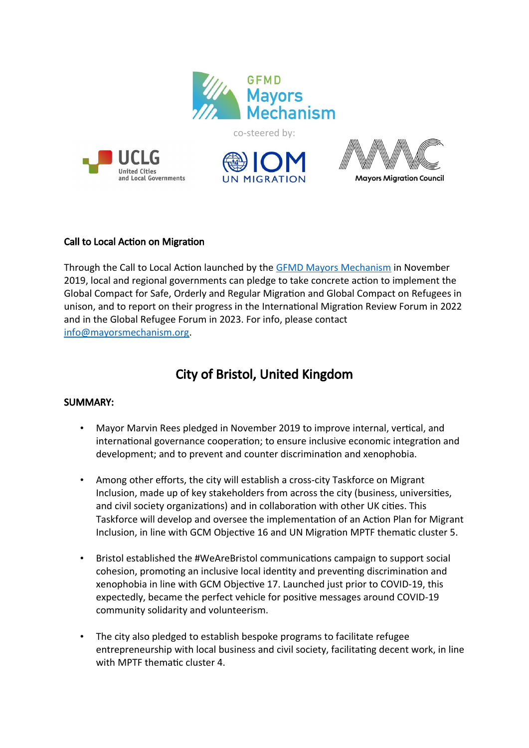GFMD Mayors Mechanism

co-steered by:

UCLG United Cities and Local Governments

IOM UN MIGRATION

Mayors Migration Council

**Call to Local Action on Migration**

Through the Call to Local Action launched by the [GFMD Mayors Mechanism](#) in November 2019, local and regional governments can pledge to take concrete action to implement the Global Compact for Safe, Orderly and Regular Migration and Global Compact on Refugees in unison, and to report on their progress in the International Migration Review Forum in 2022 and in the Global Refugee Forum in 2023. For info, please contact info@mayorsmechanism.org.

# City of Bristol, United Kingdom

**SUMMARY:**

- Mayor Marvin Rees pledged in November 2019 to improve internal, vertical, and international governance cooperation; to ensure inclusive economic integration and development; and to prevent and counter discrimination and xenophobia.

- Among other efforts, the city will establish a cross-city Taskforce on Migrant Inclusion, made up of key stakeholders from across the city (business, universities, and civil society organizations) and in collaboration with other UK cities. This Taskforce will develop and oversee the implementation of an Action Plan for Migrant Inclusion, in line with GCM Objective 16 and UN Migration MPTF thematic cluster 5.

- Bristol established the #WeAreBristol communications campaign to support social cohesion, promoting an inclusive local identity and preventing discrimination and xenophobia in line with GCM Objective 17. Launched just prior to COVID-19, this expectedly, became the perfect vehicle for positive messages around COVID-19 community solidarity and volunteerism.

- The city also pledged to establish bespoke programs to facilitate refugee entrepreneurship with local business and civil society, facilitating decent work, in line with MPTF thematic cluster 4.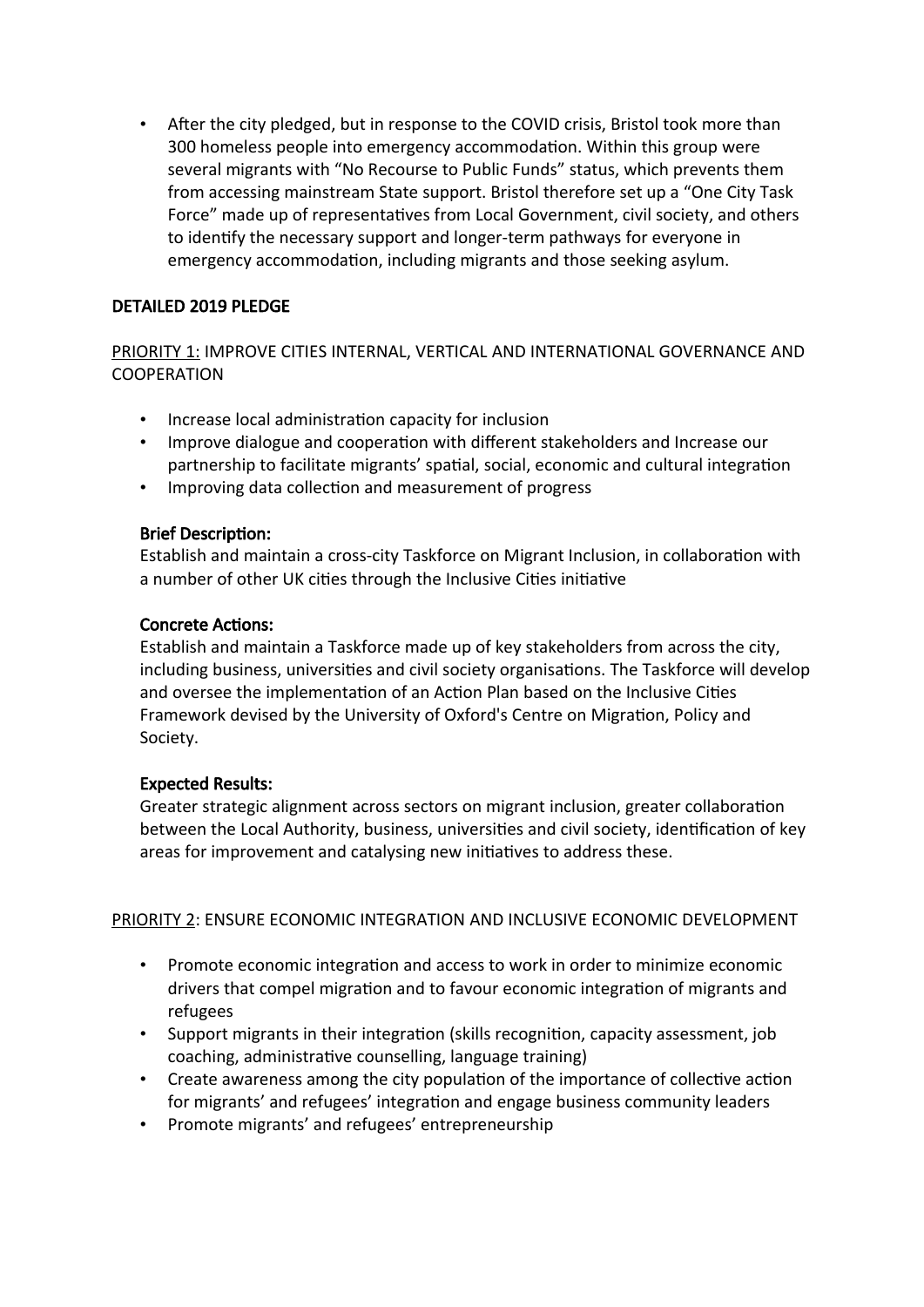- After the city pledged, but in response to the COVID crisis, Bristol took more than 300 homeless people into emergency accommodation. Within this group were several migrants with "No Recourse to Public Funds" status, which prevents them from accessing mainstream State support. Bristol therefore set up a "One City Task Force" made up of representatives from Local Government, civil society, and others to identify the necessary support and longer-term pathways for everyone in emergency accommodation, including migrants and those seeking asylum.

## DETAILED 2019 PLEDGE

PRIORITY 1: IMPROVE CITIES INTERNAL, VERTICAL AND INTERNATIONAL GOVERNANCE AND COOPERATION

- Increase local administration capacity for inclusion
- Improve dialogue and cooperation with different stakeholders and Increase our partnership to facilitate migrants' spatial, social, economic and cultural integration
- Improving data collection and measurement of progress

**Brief Description:**
Establish and maintain a cross-city Taskforce on Migrant Inclusion, in collaboration with a number of other UK cities through the Inclusive Cities initiative

**Concrete Actions:**
Establish and maintain a Taskforce made up of key stakeholders from across the city, including business, universities and civil society organisations. The Taskforce will develop and oversee the implementation of an Action Plan based on the Inclusive Cities Framework devised by the University of Oxford's Centre on Migration, Policy and Society.

**Expected Results:**
Greater strategic alignment across sectors on migrant inclusion, greater collaboration between the Local Authority, business, universities and civil society, identification of key areas for improvement and catalysing new initiatives to address these.

PRIORITY 2: ENSURE ECONOMIC INTEGRATION AND INCLUSIVE ECONOMIC DEVELOPMENT

- Promote economic integration and access to work in order to minimize economic drivers that compel migration and to favour economic integration of migrants and refugees
- Support migrants in their integration (skills recognition, capacity assessment, job coaching, administrative counselling, language training)
- Create awareness among the city population of the importance of collective action for migrants' and refugees' integration and engage business community leaders
- Promote migrants' and refugees' entrepreneurship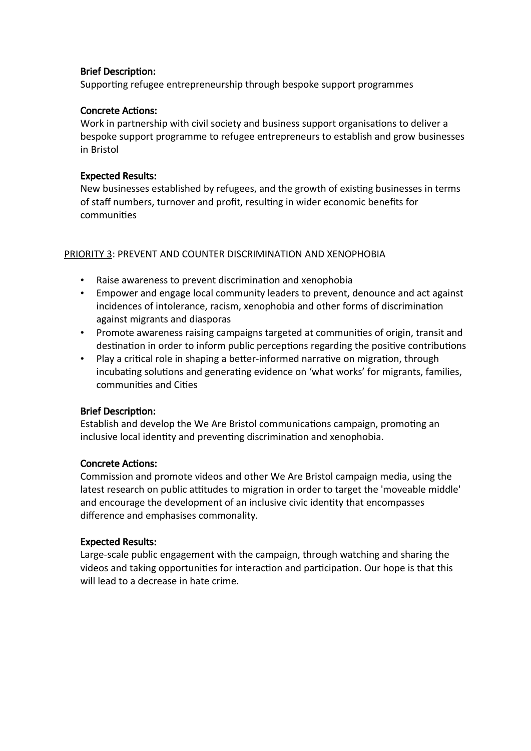**Brief Description:**
Supporting refugee entrepreneurship through bespoke support programmes

**Concrete Actions:**
Work in partnership with civil society and business support organisations to deliver a bespoke support programme to refugee entrepreneurs to establish and grow businesses in Bristol

**Expected Results:**
New businesses established by refugees, and the growth of existing businesses in terms of staff numbers, turnover and profit, resulting in wider economic benefits for communities

<u>PRIORITY 3</u>: PREVENT AND COUNTER DISCRIMINATION AND XENOPHOBIA

- Raise awareness to prevent discrimination and xenophobia
- Empower and engage local community leaders to prevent, denounce and act against incidences of intolerance, racism, xenophobia and other forms of discrimination against migrants and diasporas
- Promote awareness raising campaigns targeted at communities of origin, transit and destination in order to inform public perceptions regarding the positive contributions
- Play a critical role in shaping a better-informed narrative on migration, through incubating solutions and generating evidence on 'what works' for migrants, families, communities and Cities

**Brief Description:**
Establish and develop the We Are Bristol communications campaign, promoting an inclusive local identity and preventing discrimination and xenophobia.

**Concrete Actions:**
Commission and promote videos and other We Are Bristol campaign media, using the latest research on public attitudes to migration in order to target the 'moveable middle' and encourage the development of an inclusive civic identity that encompasses difference and emphasises commonality.

**Expected Results:**
Large-scale public engagement with the campaign, through watching and sharing the videos and taking opportunities for interaction and participation. Our hope is that this will lead to a decrease in hate crime.